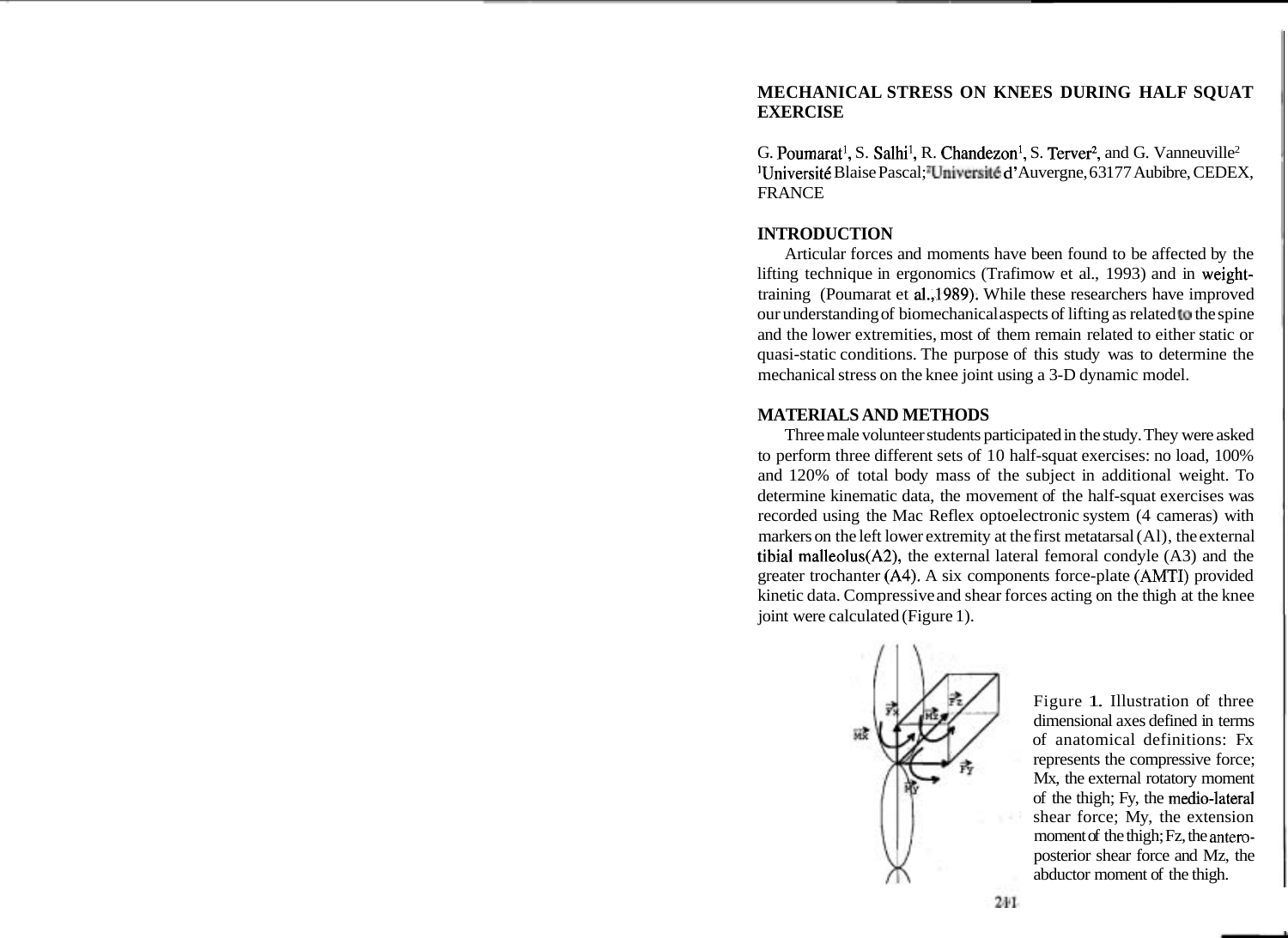# MECHANICAL STRESS ON KNEES DURING HALF SQUAT EXERCISE

G. Poumarat[1], S. Salhi[1], R. Chandezon[1], S. Terver[2], and G. Vanneuville[2]
[1]Université Blaise Pascal; [2]Université d'Auvergne, 63177 Aubibre, CEDEX, FRANCE

## INTRODUCTION

Articular forces and moments have been found to be affected by the lifting technique in ergonomics (Trafimow et al., 1993) and in weight-training (Poumarat et al.,1989). While these researchers have improved our understanding of biomechanical aspects of lifting as related to the spine and the lower extremities, most of them remain related to either static or quasi-static conditions. The purpose of this study was to determine the mechanical stress on the knee joint using a 3-D dynamic model.

## MATERIALS AND METHODS

Three male volunteer students participated in the study. They were asked to perform three different sets of 10 half-squat exercises: no load, 100% and 120% of total body mass of the subject in additional weight. To determine kinematic data, the movement of the half-squat exercises was recorded using the Mac Reflex optoelectronic system (4 cameras) with markers on the left lower extremity at the first metatarsal (A1), the external tibial malleolus(A2), the external lateral femoral condyle (A3) and the greater trochanter (A4). A six components force-plate (AMTI) provided kinetic data. Compressive and shear forces acting on the thigh at the knee joint were calculated (Figure 1).

Figure 1. Illustration of three dimensional axes defined in terms of anatomical definitions: Fx represents the compressive force; Mx, the external rotatory moment of the thigh; Fy, the medio-lateral shear force; My, the extension moment of the thigh; Fz, the antero-posterior shear force and Mz, the abductor moment of the thigh.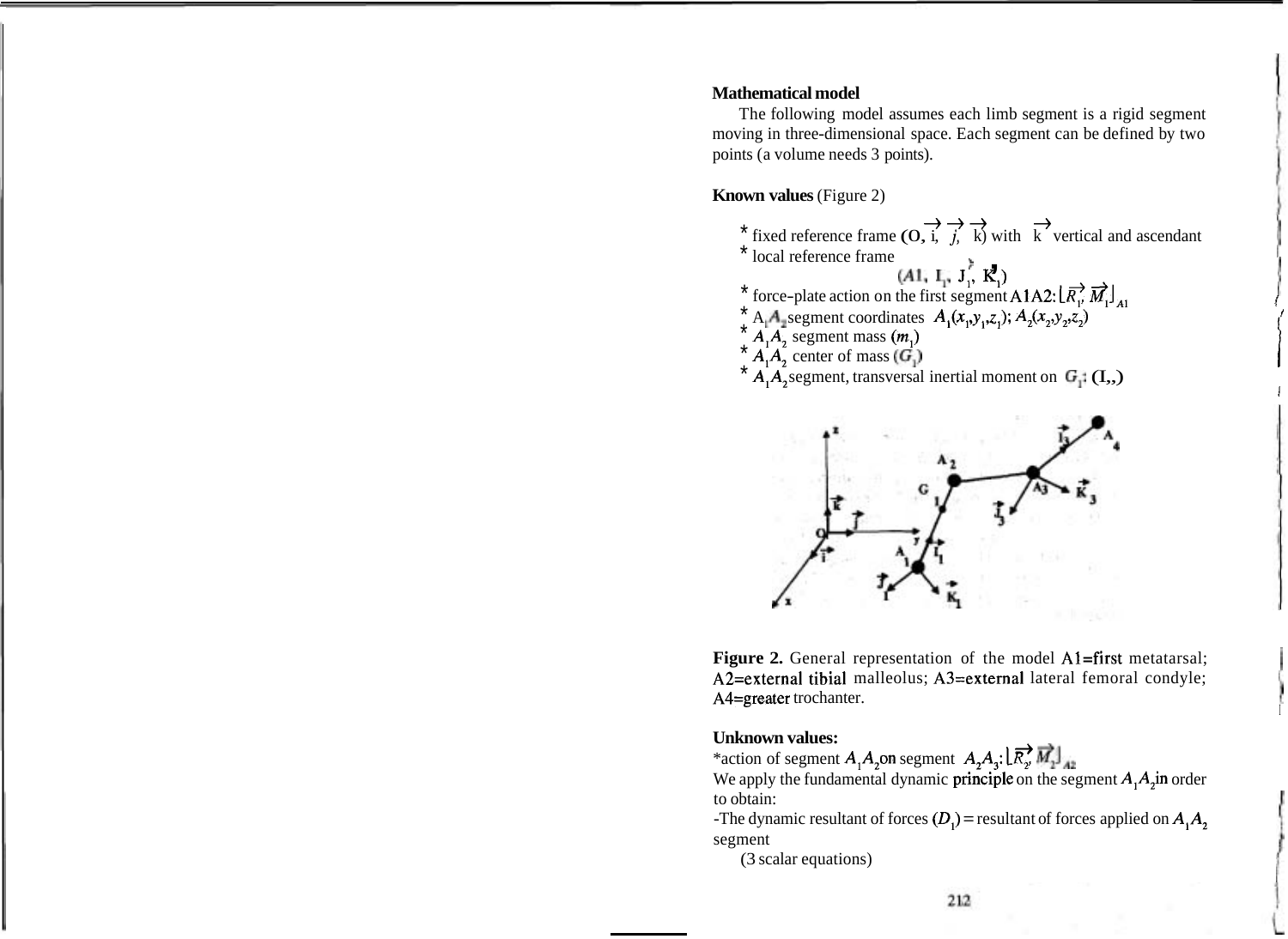**Mathematical model**

The following model assumes each limb segment is a rigid segment moving in three-dimensional space. Each segment can be defined by two points (a volume needs 3 points).

**Known values** (Figure 2)

* fixed reference frame $(O, \vec{i}, \vec{j}, \vec{k})$ with $\vec{k}$ vertical and ascendant
* local reference frame $(A1, \vec{I_1}, \vec{J_1}, \vec{K_1})$
* force-plate action on the first segment A1A2: $\lfloor \vec{R_1}, \vec{M_1} \rfloor_{A1}$
* $A_1A_2$ segment coordinates $A_1(x_1,y_1,z_1)$; $A_2(x_2,y_2,z_2)$
* $A_1A_2$ segment mass $(m_1)$
* $A_1A_2$ center of mass $(G_1)$
* $A_1A_2$ segment, transversal inertial moment on $G_1$: $(I_1)$

**Figure 2.** General representation of the model A1=first metatarsal; A2=external tibial malleolus; A3=external lateral femoral condyle; A4=greater trochanter.

**Unknown values:**

*action of segment $A_1A_2$ on segment $A_2A_3$: $\lfloor \vec{R_2}, \vec{M_2} \rfloor_{A2}$

We apply the fundamental dynamic principle on the segment $A_1A_2$ in order to obtain:

-The dynamic resultant of forces $(D_1)$ = resultant of forces applied on $A_1A_2$ segment

(3 scalar equations)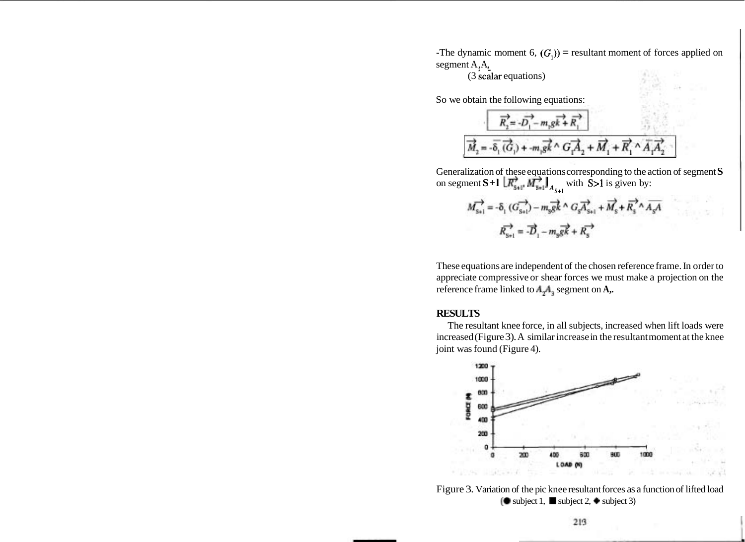-The dynamic moment 6, $(G_1)$) = resultant moment of forces applied on segment $A_1A_2$
(3 scalar equations)

So we obtain the following equations:

$$\overrightarrow{R_2} = -\overrightarrow{D_1} - m_1 g\vec{k} + \overrightarrow{R_1}$$

$$\overrightarrow{M_2} = -\vec{\delta}_1(\overrightarrow{G_1}) + -m_1 g\vec{k} \wedge \overrightarrow{G_1A_2} + \overrightarrow{M_1} + \overrightarrow{R_1} \wedge \overrightarrow{A_1A_2}$$

Generalization of these equations corresponding to the action of segment **S** on segment **S+1** $\left[\overrightarrow{R_{S+1}}, \overrightarrow{M_{S+1}}\right]_{A_{S+1}}$ with **S>1** is given by:

$$\overrightarrow{M_{S+1}} = -\delta_1(\overrightarrow{G_{S+1}}) - m_S g\vec{k} \wedge \overrightarrow{G_S A_{S+1}} + \overrightarrow{M_S} + \overrightarrow{R_S} \wedge \overrightarrow{A_S A}$$

$$\overrightarrow{R_{S+1}} = -\overrightarrow{D}_1 - m_S g\vec{k} + \overrightarrow{R_S}$$

These equations are independent of the chosen reference frame. In order to appreciate compressive or shear forces we must make a projection on the reference frame linked to $A_2A_3$ segment on **A,.**

## RESULTS

The resultant knee force, in all subjects, increased when lift loads were increased (Figure 3). A similar increase in the resultant moment at the knee joint was found (Figure 4).

Figure 3. Variation of the pic knee resultant forces as a function of lifted load (● subject 1, ■ subject 2, ◆ subject 3)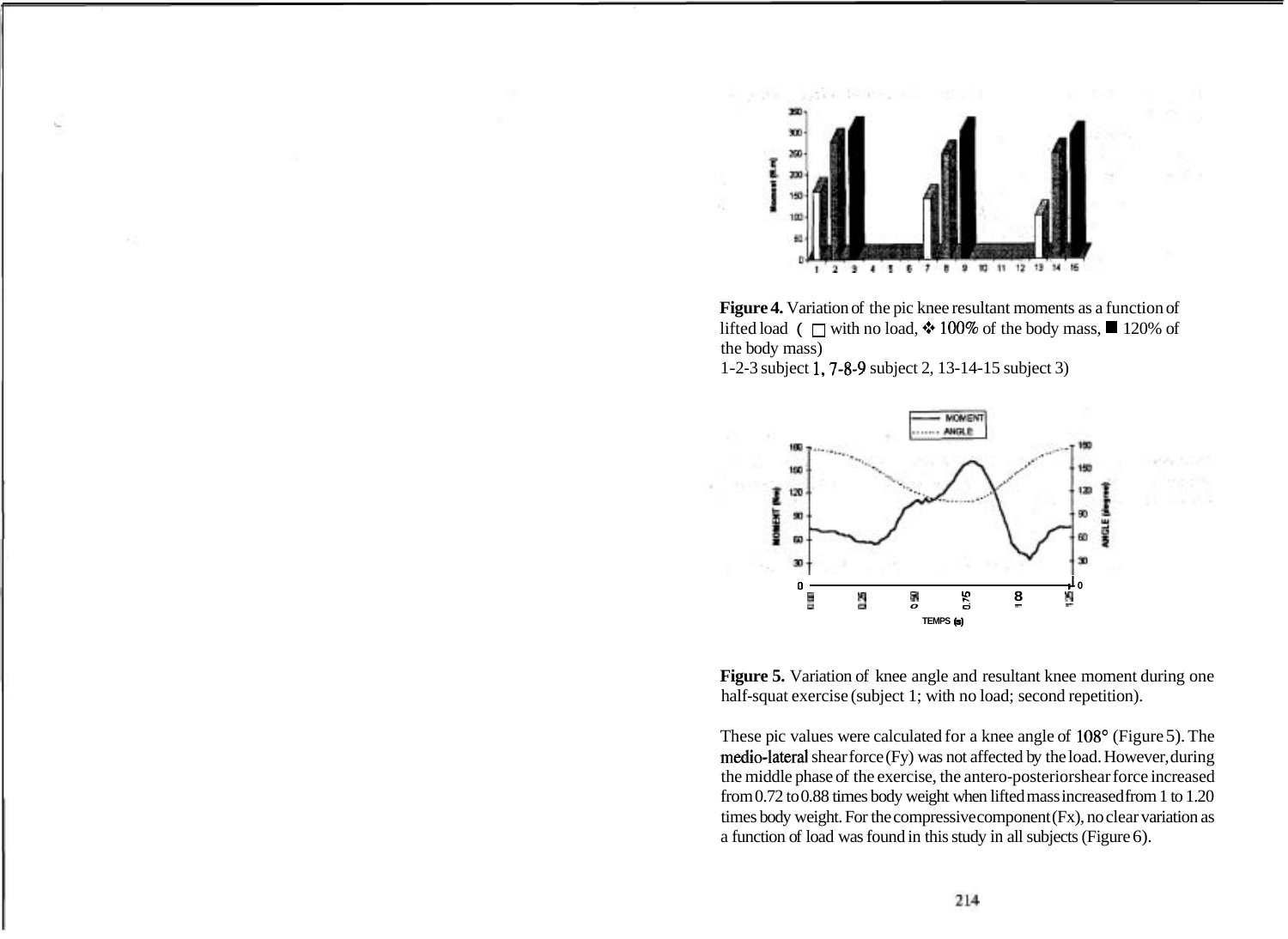**Figure 4.** Variation of the pic knee resultant moments as a function of lifted load ( ☐ with no load, ❖ 100% of the body mass, ■ 120% of the body mass)
1-2-3 subject 1, 7-8-9 subject 2, 13-14-15 subject 3)

**Figure 5.** Variation of knee angle and resultant knee moment during one half-squat exercise (subject 1; with no load; second repetition).

These pic values were calculated for a knee angle of 108° (Figure 5). The medio-lateral shear force (Fy) was not affected by the load. However, during the middle phase of the exercise, the antero-posterior shear force increased from 0.72 to 0.88 times body weight when lifted mass increased from 1 to 1.20 times body weight. For the compressive component (Fx), no clear variation as a function of load was found in this study in all subjects (Figure 6).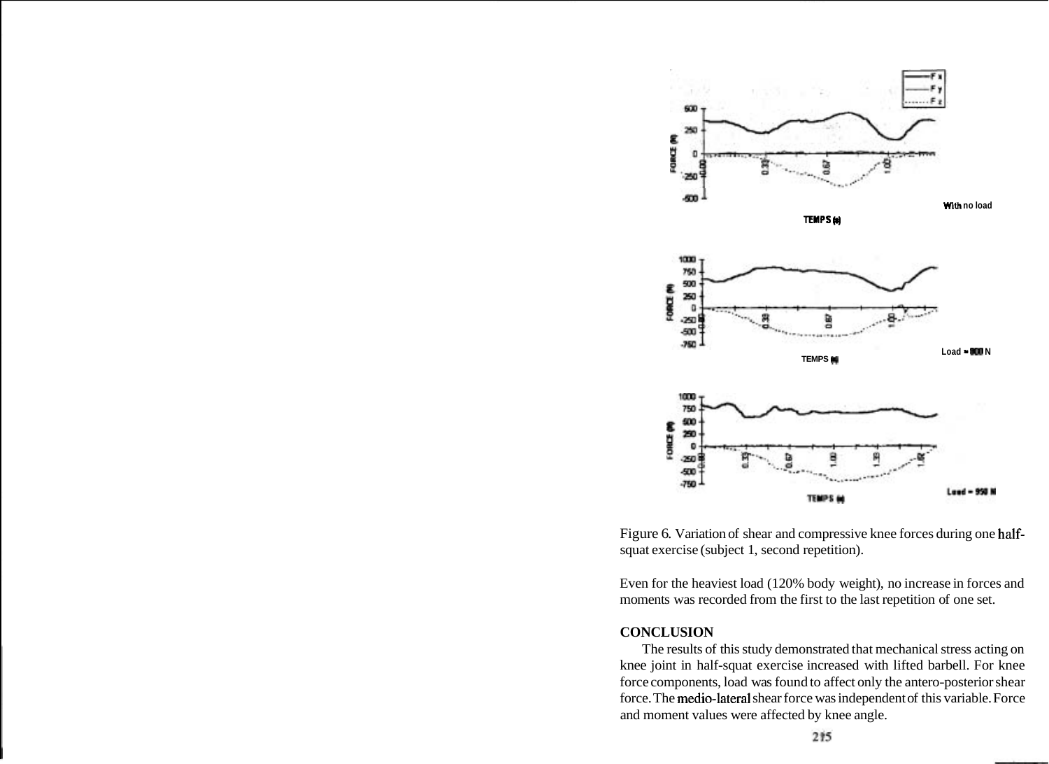Figure 6. Variation of shear and compressive knee forces during one half-squat exercise (subject 1, second repetition).

Even for the heaviest load (120% body weight), no increase in forces and moments was recorded from the first to the last repetition of one set.

## CONCLUSION

The results of this study demonstrated that mechanical stress acting on knee joint in half-squat exercise increased with lifted barbell. For knee force components, load was found to affect only the antero-posterior shear force. The medio-lateral shear force was independent of this variable. Force and moment values were affected by knee angle.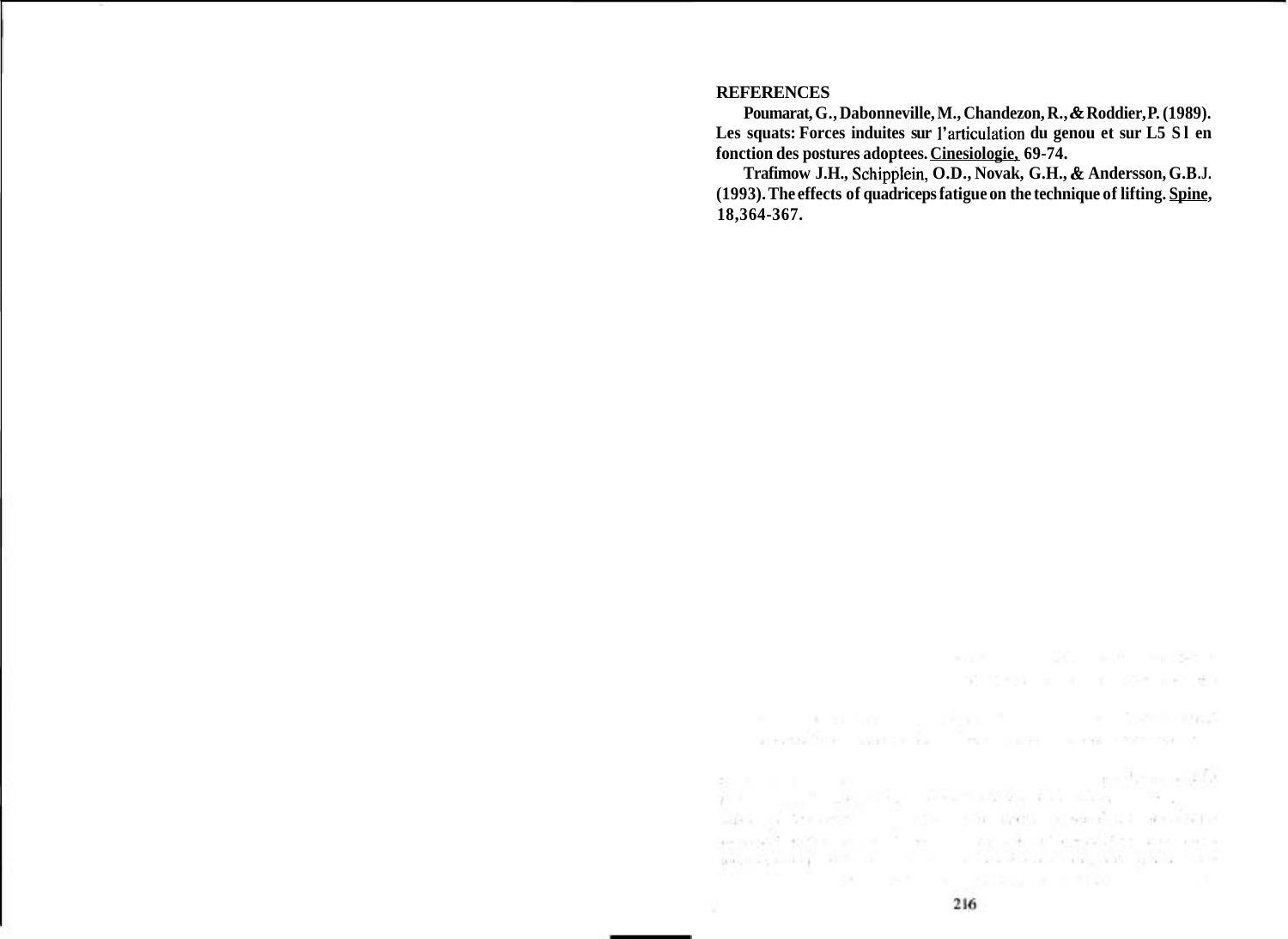## REFERENCES

Poumarat, G., Dabonneville, M., Chandezon, R., & Roddier, P. (1989). Les squats: Forces induites sur l'articulation du genou et sur L5 S l en fonction des postures adoptees. Cinesiologie, 69-74.

Trafimow J.H., Schipplein, O.D., Novak, G.H., & Andersson, G.B.J. (1993). The effects of quadriceps fatigue on the technique of lifting. Spine, 18,364-367.